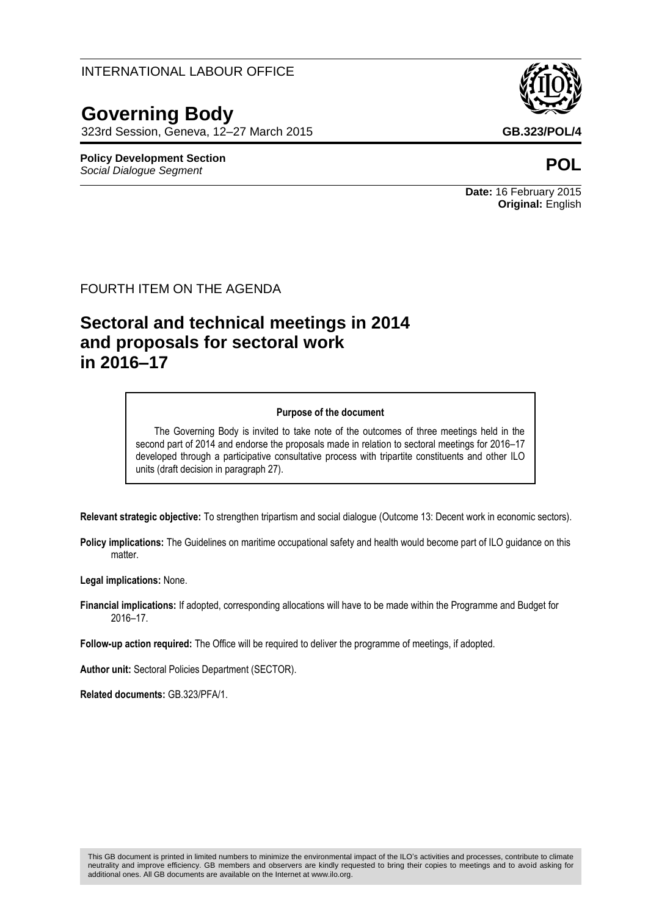INTERNATIONAL LABOUR OFFICE

# Governing Body

323rd Session, Geneva, 12–27 March 2015

**GB.323/POL/4**

**Policy Development Section**
*Social Dialogue Segment*

**POL**

**Date:** 16 February 2015
**Original:** English

FOURTH ITEM ON THE AGENDA

## Sectoral and technical meetings in 2014 and proposals for sectoral work in 2016–17

**Purpose of the document**

The Governing Body is invited to take note of the outcomes of three meetings held in the second part of 2014 and endorse the proposals made in relation to sectoral meetings for 2016–17 developed through a participative consultative process with tripartite constituents and other ILO units (draft decision in paragraph 27).

**Relevant strategic objective:** To strengthen tripartism and social dialogue (Outcome 13: Decent work in economic sectors).

**Policy implications:** The Guidelines on maritime occupational safety and health would become part of ILO guidance on this matter.

**Legal implications:** None.

**Financial implications:** If adopted, corresponding allocations will have to be made within the Programme and Budget for 2016–17.

**Follow-up action required:** The Office will be required to deliver the programme of meetings, if adopted.

**Author unit:** Sectoral Policies Department (SECTOR).

**Related documents:** GB.323/PFA/1.

This GB document is printed in limited numbers to minimize the environmental impact of the ILO's activities and processes, contribute to climate neutrality and improve efficiency. GB members and observers are kindly requested to bring their copies to meetings and to avoid asking for additional ones. All GB documents are available on the Internet at www.ilo.org.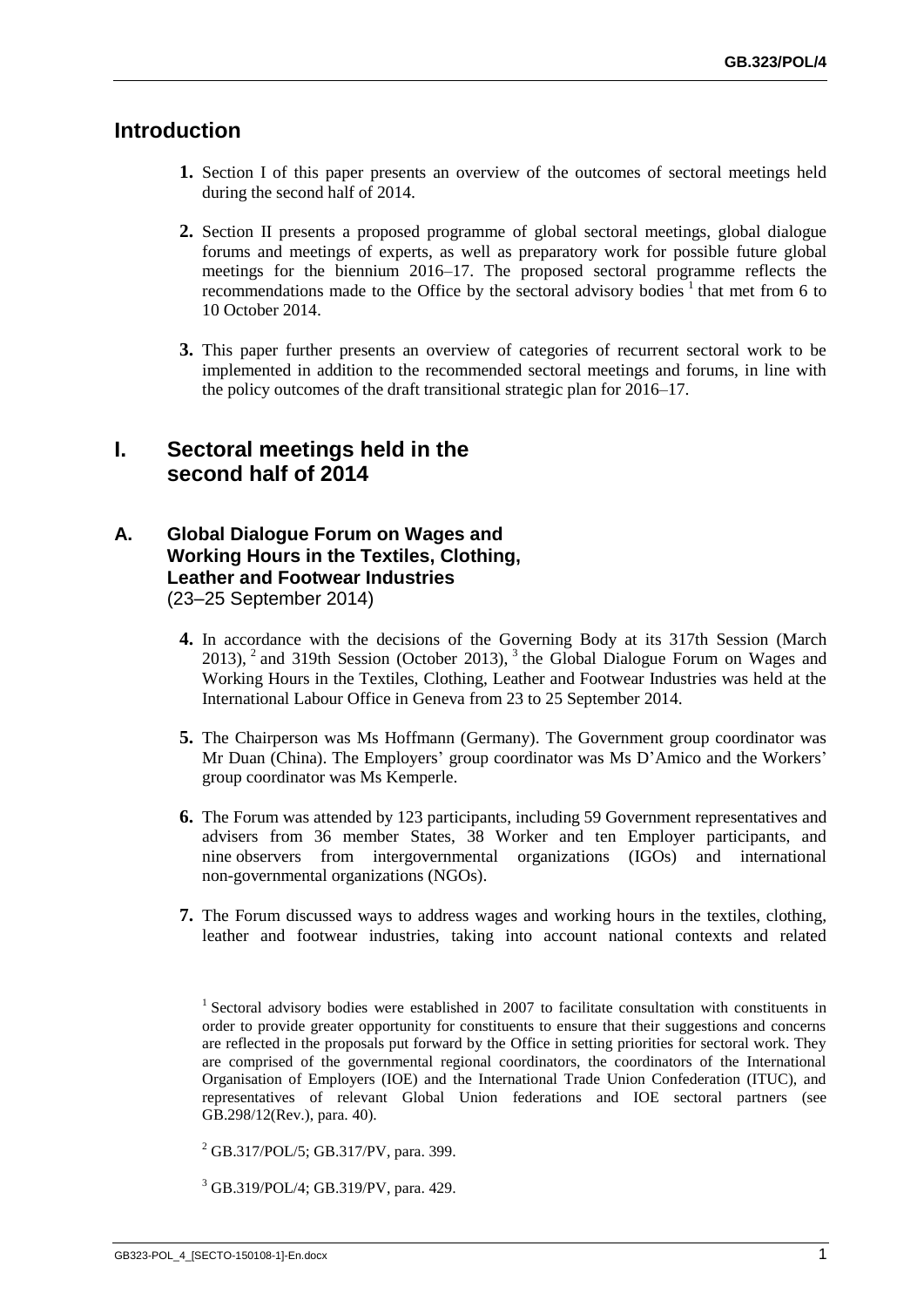## Introduction

**1.** Section I of this paper presents an overview of the outcomes of sectoral meetings held during the second half of 2014.

**2.** Section II presents a proposed programme of global sectoral meetings, global dialogue forums and meetings of experts, as well as preparatory work for possible future global meetings for the biennium 2016–17. The proposed sectoral programme reflects the recommendations made to the Office by the sectoral advisory bodies [1] that met from 6 to 10 October 2014.

**3.** This paper further presents an overview of categories of recurrent sectoral work to be implemented in addition to the recommended sectoral meetings and forums, in line with the policy outcomes of the draft transitional strategic plan for 2016–17.

## I. Sectoral meetings held in the second half of 2014

### A. Global Dialogue Forum on Wages and Working Hours in the Textiles, Clothing, Leather and Footwear Industries

(23–25 September 2014)

**4.** In accordance with the decisions of the Governing Body at its 317th Session (March 2013), [2] and 319th Session (October 2013), [3] the Global Dialogue Forum on Wages and Working Hours in the Textiles, Clothing, Leather and Footwear Industries was held at the International Labour Office in Geneva from 23 to 25 September 2014.

**5.** The Chairperson was Ms Hoffmann (Germany). The Government group coordinator was Mr Duan (China). The Employers' group coordinator was Ms D'Amico and the Workers' group coordinator was Ms Kemperle.

**6.** The Forum was attended by 123 participants, including 59 Government representatives and advisers from 36 member States, 38 Worker and ten Employer participants, and nine observers from intergovernmental organizations (IGOs) and international non-governmental organizations (NGOs).

**7.** The Forum discussed ways to address wages and working hours in the textiles, clothing, leather and footwear industries, taking into account national contexts and related

---

[1] Sectoral advisory bodies were established in 2007 to facilitate consultation with constituents in order to provide greater opportunity for constituents to ensure that their suggestions and concerns are reflected in the proposals put forward by the Office in setting priorities for sectoral work. They are comprised of the governmental regional coordinators, the coordinators of the International Organisation of Employers (IOE) and the International Trade Union Confederation (ITUC), and representatives of relevant Global Union federations and IOE sectoral partners (see GB.298/12(Rev.), para. 40).

[2] GB.317/POL/5; GB.317/PV, para. 399.

[3] GB.319/POL/4; GB.319/PV, para. 429.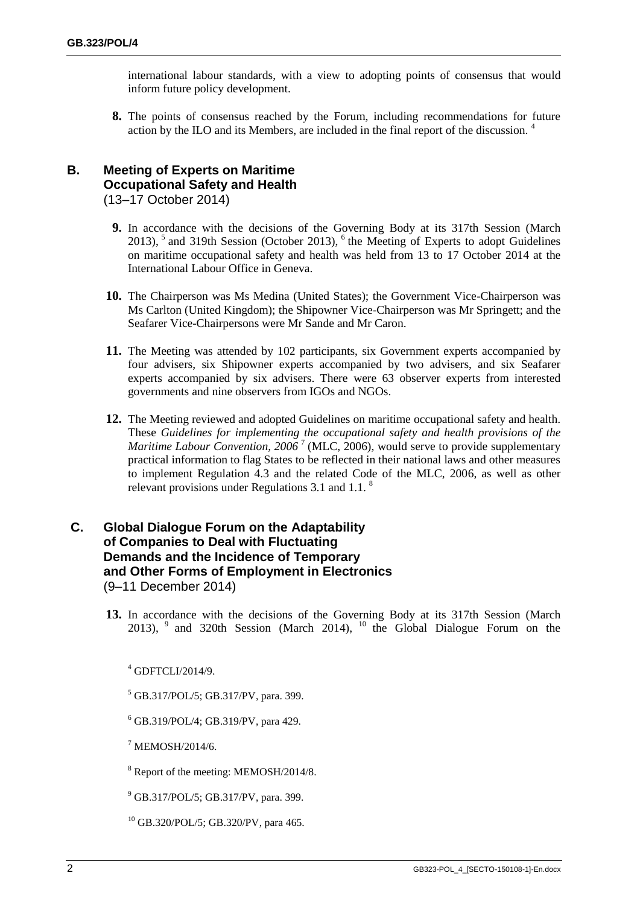international labour standards, with a view to adopting points of consensus that would inform future policy development.

**8.** The points of consensus reached by the Forum, including recommendations for future action by the ILO and its Members, are included in the final report of the discussion. [4]

## B. Meeting of Experts on Maritime Occupational Safety and Health
(13–17 October 2014)

**9.** In accordance with the decisions of the Governing Body at its 317th Session (March 2013), [5] and 319th Session (October 2013), [6] the Meeting of Experts to adopt Guidelines on maritime occupational safety and health was held from 13 to 17 October 2014 at the International Labour Office in Geneva.

**10.** The Chairperson was Ms Medina (United States); the Government Vice-Chairperson was Ms Carlton (United Kingdom); the Shipowner Vice-Chairperson was Mr Springett; and the Seafarer Vice-Chairpersons were Mr Sande and Mr Caron.

**11.** The Meeting was attended by 102 participants, six Government experts accompanied by four advisers, six Shipowner experts accompanied by two advisers, and six Seafarer experts accompanied by six advisers. There were 63 observer experts from interested governments and nine observers from IGOs and NGOs.

**12.** The Meeting reviewed and adopted Guidelines on maritime occupational safety and health. These *Guidelines for implementing the occupational safety and health provisions of the Maritime Labour Convention, 2006* [7] (MLC, 2006), would serve to provide supplementary practical information to flag States to be reflected in their national laws and other measures to implement Regulation 4.3 and the related Code of the MLC, 2006, as well as other relevant provisions under Regulations 3.1 and 1.1. [8]

## C. Global Dialogue Forum on the Adaptability of Companies to Deal with Fluctuating Demands and the Incidence of Temporary and Other Forms of Employment in Electronics
(9–11 December 2014)

**13.** In accordance with the decisions of the Governing Body at its 317th Session (March 2013), [9] and 320th Session (March 2014), [10] the Global Dialogue Forum on the

[4] GDFTCLI/2014/9.

[5] GB.317/POL/5; GB.317/PV, para. 399.

[6] GB.319/POL/4; GB.319/PV, para 429.

[7] MEMOSH/2014/6.

[8] Report of the meeting: MEMOSH/2014/8.

[9] GB.317/POL/5; GB.317/PV, para. 399.

[10] GB.320/POL/5; GB.320/PV, para 465.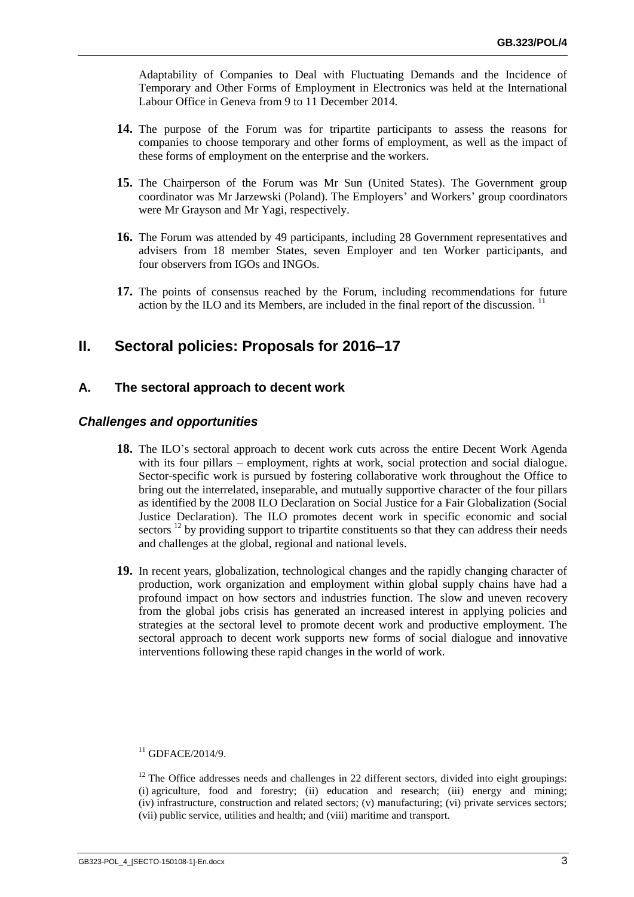Adaptability of Companies to Deal with Fluctuating Demands and the Incidence of Temporary and Other Forms of Employment in Electronics was held at the International Labour Office in Geneva from 9 to 11 December 2014.

**14.** The purpose of the Forum was for tripartite participants to assess the reasons for companies to choose temporary and other forms of employment, as well as the impact of these forms of employment on the enterprise and the workers.

**15.** The Chairperson of the Forum was Mr Sun (United States). The Government group coordinator was Mr Jarzewski (Poland). The Employers' and Workers' group coordinators were Mr Grayson and Mr Yagi, respectively.

**16.** The Forum was attended by 49 participants, including 28 Government representatives and advisers from 18 member States, seven Employer and ten Worker participants, and four observers from IGOs and INGOs.

**17.** The points of consensus reached by the Forum, including recommendations for future action by the ILO and its Members, are included in the final report of the discussion. [11]

## II. Sectoral policies: Proposals for 2016–17

### A. The sectoral approach to decent work

#### *Challenges and opportunities*

**18.** The ILO's sectoral approach to decent work cuts across the entire Decent Work Agenda with its four pillars – employment, rights at work, social protection and social dialogue. Sector-specific work is pursued by fostering collaborative work throughout the Office to bring out the interrelated, inseparable, and mutually supportive character of the four pillars as identified by the 2008 ILO Declaration on Social Justice for a Fair Globalization (Social Justice Declaration). The ILO promotes decent work in specific economic and social sectors [12] by providing support to tripartite constituents so that they can address their needs and challenges at the global, regional and national levels.

**19.** In recent years, globalization, technological changes and the rapidly changing character of production, work organization and employment within global supply chains have had a profound impact on how sectors and industries function. The slow and uneven recovery from the global jobs crisis has generated an increased interest in applying policies and strategies at the sectoral level to promote decent work and productive employment. The sectoral approach to decent work supports new forms of social dialogue and innovative interventions following these rapid changes in the world of work.

---

[11] GDFACE/2014/9.

[12] The Office addresses needs and challenges in 22 different sectors, divided into eight groupings: (i) agriculture, food and forestry; (ii) education and research; (iii) energy and mining; (iv) infrastructure, construction and related sectors; (v) manufacturing; (vi) private services sectors; (vii) public service, utilities and health; and (viii) maritime and transport.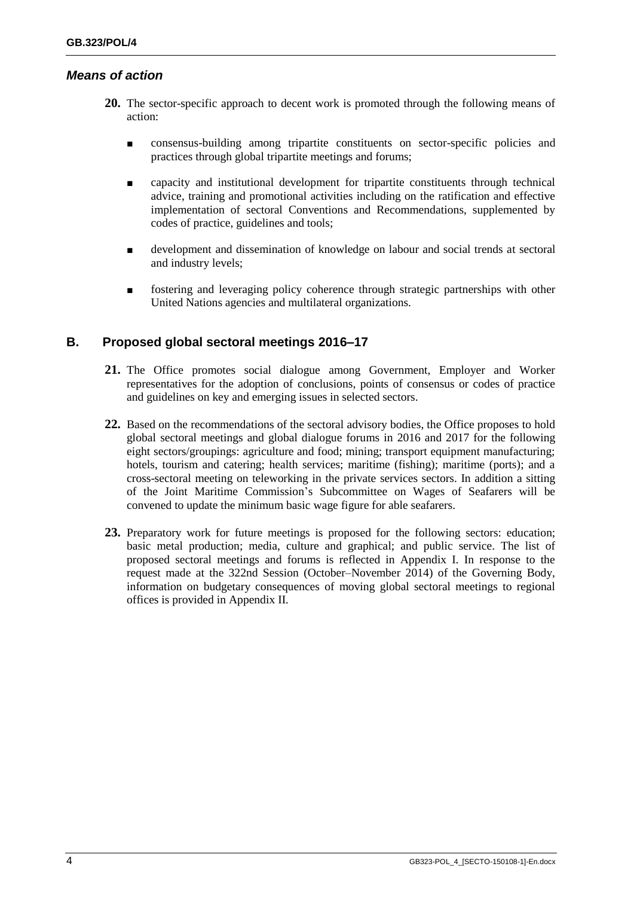### *Means of action*

**20.** The sector-specific approach to decent work is promoted through the following means of action:

- consensus-building among tripartite constituents on sector-specific policies and practices through global tripartite meetings and forums;
- capacity and institutional development for tripartite constituents through technical advice, training and promotional activities including on the ratification and effective implementation of sectoral Conventions and Recommendations, supplemented by codes of practice, guidelines and tools;
- development and dissemination of knowledge on labour and social trends at sectoral and industry levels;
- fostering and leveraging policy coherence through strategic partnerships with other United Nations agencies and multilateral organizations.

## B. Proposed global sectoral meetings 2016–17

**21.** The Office promotes social dialogue among Government, Employer and Worker representatives for the adoption of conclusions, points of consensus or codes of practice and guidelines on key and emerging issues in selected sectors.

**22.** Based on the recommendations of the sectoral advisory bodies, the Office proposes to hold global sectoral meetings and global dialogue forums in 2016 and 2017 for the following eight sectors/groupings: agriculture and food; mining; transport equipment manufacturing; hotels, tourism and catering; health services; maritime (fishing); maritime (ports); and a cross-sectoral meeting on teleworking in the private services sectors. In addition a sitting of the Joint Maritime Commission's Subcommittee on Wages of Seafarers will be convened to update the minimum basic wage figure for able seafarers.

**23.** Preparatory work for future meetings is proposed for the following sectors: education; basic metal production; media, culture and graphical; and public service. The list of proposed sectoral meetings and forums is reflected in Appendix I. In response to the request made at the 322nd Session (October–November 2014) of the Governing Body, information on budgetary consequences of moving global sectoral meetings to regional offices is provided in Appendix II.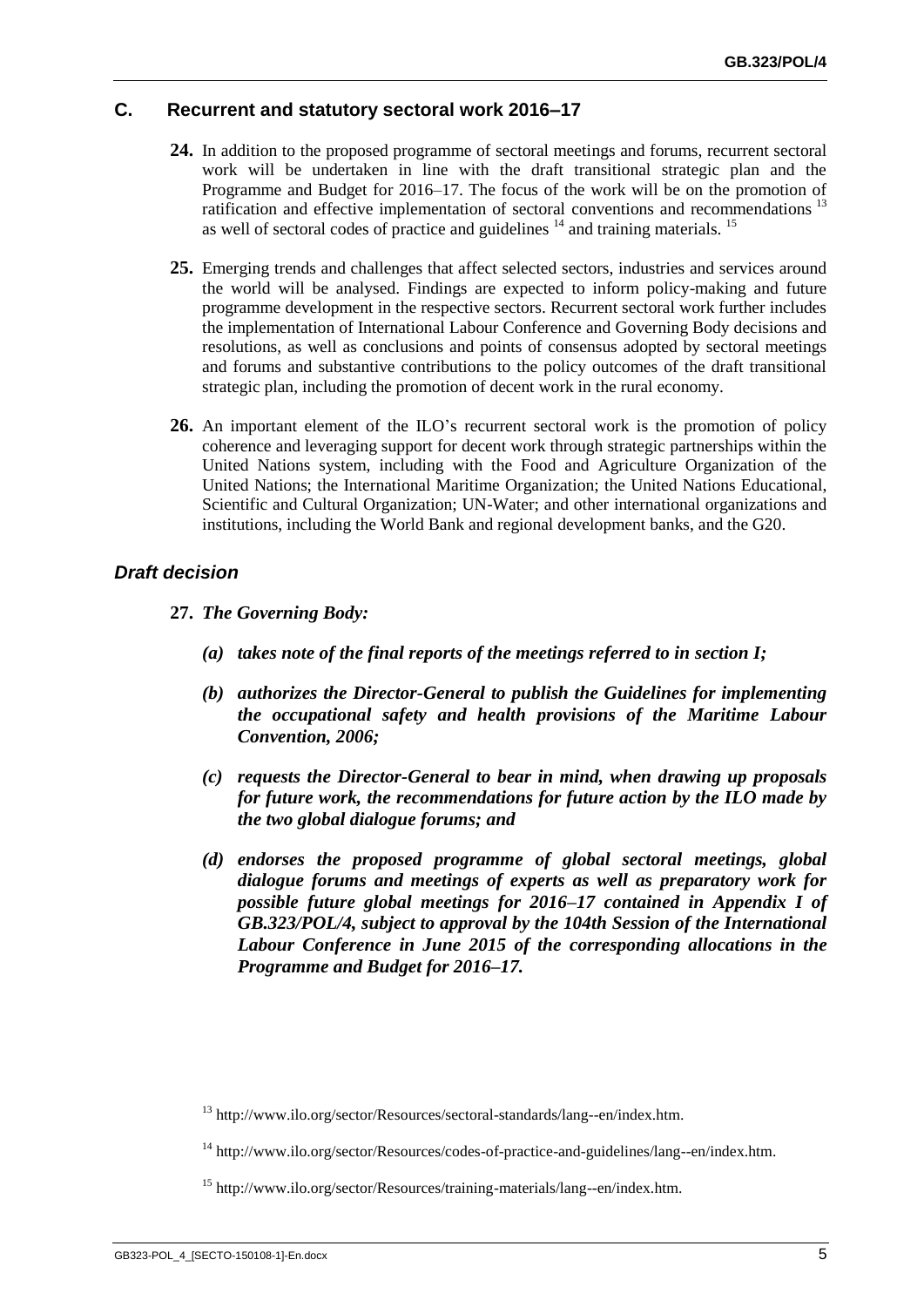## C. Recurrent and statutory sectoral work 2016–17

**24.** In addition to the proposed programme of sectoral meetings and forums, recurrent sectoral work will be undertaken in line with the draft transitional strategic plan and the Programme and Budget for 2016–17. The focus of the work will be on the promotion of ratification and effective implementation of sectoral conventions and recommendations [13] as well of sectoral codes of practice and guidelines [14] and training materials. [15]

**25.** Emerging trends and challenges that affect selected sectors, industries and services around the world will be analysed. Findings are expected to inform policy-making and future programme development in the respective sectors. Recurrent sectoral work further includes the implementation of International Labour Conference and Governing Body decisions and resolutions, as well as conclusions and points of consensus adopted by sectoral meetings and forums and substantive contributions to the policy outcomes of the draft transitional strategic plan, including the promotion of decent work in the rural economy.

**26.** An important element of the ILO's recurrent sectoral work is the promotion of policy coherence and leveraging support for decent work through strategic partnerships within the United Nations system, including with the Food and Agriculture Organization of the United Nations; the International Maritime Organization; the United Nations Educational, Scientific and Cultural Organization; UN-Water; and other international organizations and institutions, including the World Bank and regional development banks, and the G20.

### *Draft decision*

**27.** ***The Governing Body:***

***(a) takes note of the final reports of the meetings referred to in section I;***

***(b) authorizes the Director-General to publish the Guidelines for implementing the occupational safety and health provisions of the Maritime Labour Convention, 2006;***

***(c) requests the Director-General to bear in mind, when drawing up proposals for future work, the recommendations for future action by the ILO made by the two global dialogue forums; and***

***(d) endorses the proposed programme of global sectoral meetings, global dialogue forums and meetings of experts as well as preparatory work for possible future global meetings for 2016–17 contained in Appendix I of GB.323/POL/4, subject to approval by the 104th Session of the International Labour Conference in June 2015 of the corresponding allocations in the Programme and Budget for 2016–17.***

---

[13] http://www.ilo.org/sector/Resources/sectoral-standards/lang--en/index.htm.

[14] http://www.ilo.org/sector/Resources/codes-of-practice-and-guidelines/lang--en/index.htm.

[15] http://www.ilo.org/sector/Resources/training-materials/lang--en/index.htm.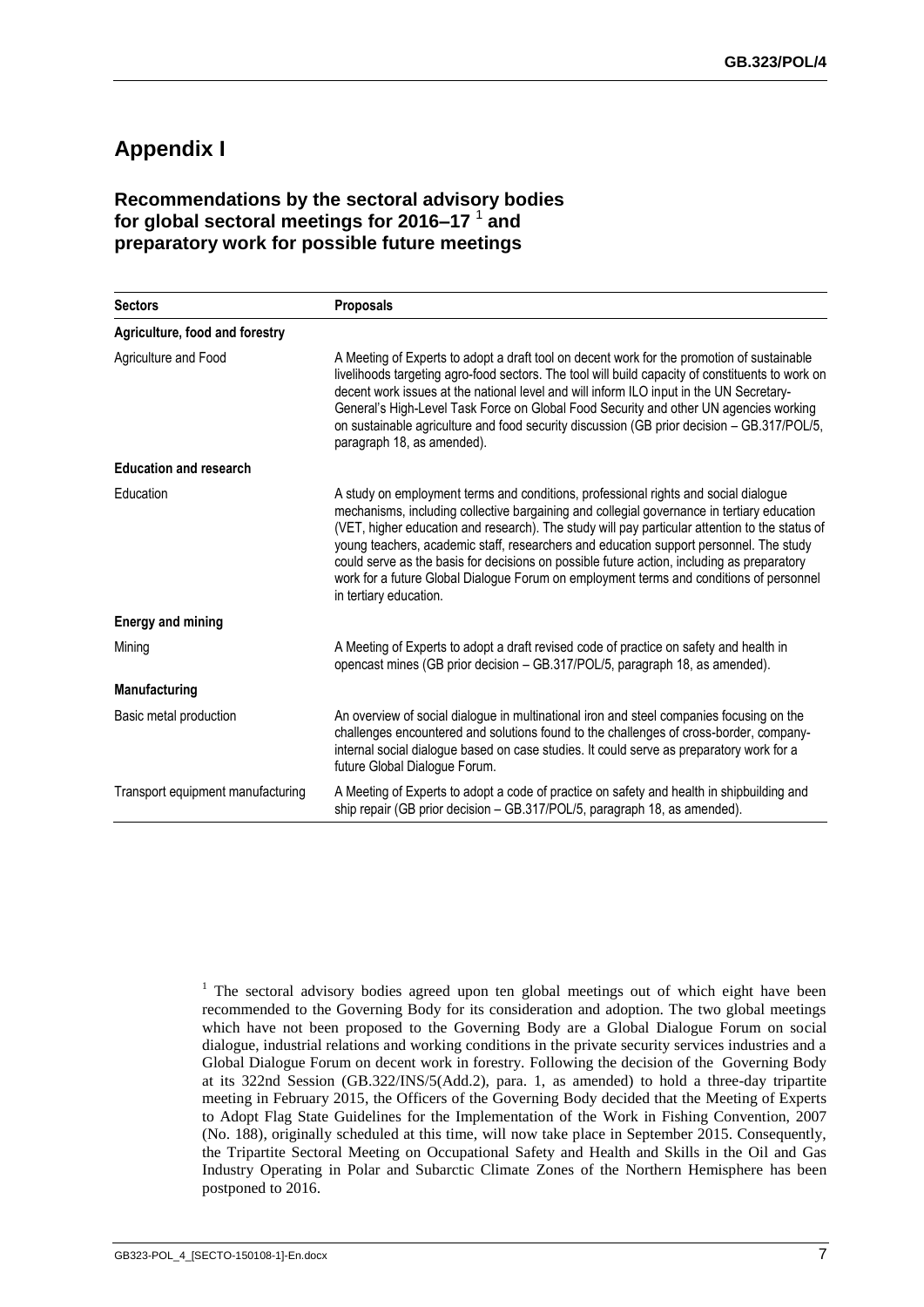# Appendix I

## Recommendations by the sectoral advisory bodies for global sectoral meetings for 2016–17 [1] and preparatory work for possible future meetings

| Sectors | Proposals |
|---|---|
| **Agriculture, food and forestry** | |
| Agriculture and Food | A Meeting of Experts to adopt a draft tool on decent work for the promotion of sustainable livelihoods targeting agro-food sectors. The tool will build capacity of constituents to work on decent work issues at the national level and will inform ILO input in the UN Secretary-General's High-Level Task Force on Global Food Security and other UN agencies working on sustainable agriculture and food security discussion (GB prior decision – GB.317/POL/5, paragraph 18, as amended). |
| **Education and research** | |
| Education | A study on employment terms and conditions, professional rights and social dialogue mechanisms, including collective bargaining and collegial governance in tertiary education (VET, higher education and research). The study will pay particular attention to the status of young teachers, academic staff, researchers and education support personnel. The study could serve as the basis for decisions on possible future action, including as preparatory work for a future Global Dialogue Forum on employment terms and conditions of personnel in tertiary education. |
| **Energy and mining** | |
| Mining | A Meeting of Experts to adopt a draft revised code of practice on safety and health in opencast mines (GB prior decision – GB.317/POL/5, paragraph 18, as amended). |
| **Manufacturing** | |
| Basic metal production | An overview of social dialogue in multinational iron and steel companies focusing on the challenges encountered and solutions found to the challenges of cross-border, company-internal social dialogue based on case studies. It could serve as preparatory work for a future Global Dialogue Forum. |
| Transport equipment manufacturing | A Meeting of Experts to adopt a code of practice on safety and health in shipbuilding and ship repair (GB prior decision – GB.317/POL/5, paragraph 18, as amended). |

[1] The sectoral advisory bodies agreed upon ten global meetings out of which eight have been recommended to the Governing Body for its consideration and adoption. The two global meetings which have not been proposed to the Governing Body are a Global Dialogue Forum on social dialogue, industrial relations and working conditions in the private security services industries and a Global Dialogue Forum on decent work in forestry. Following the decision of the Governing Body at its 322nd Session (GB.322/INS/5(Add.2), para. 1, as amended) to hold a three-day tripartite meeting in February 2015, the Officers of the Governing Body decided that the Meeting of Experts to Adopt Flag State Guidelines for the Implementation of the Work in Fishing Convention, 2007 (No. 188), originally scheduled at this time, will now take place in September 2015. Consequently, the Tripartite Sectoral Meeting on Occupational Safety and Health and Skills in the Oil and Gas Industry Operating in Polar and Subarctic Climate Zones of the Northern Hemisphere has been postponed to 2016.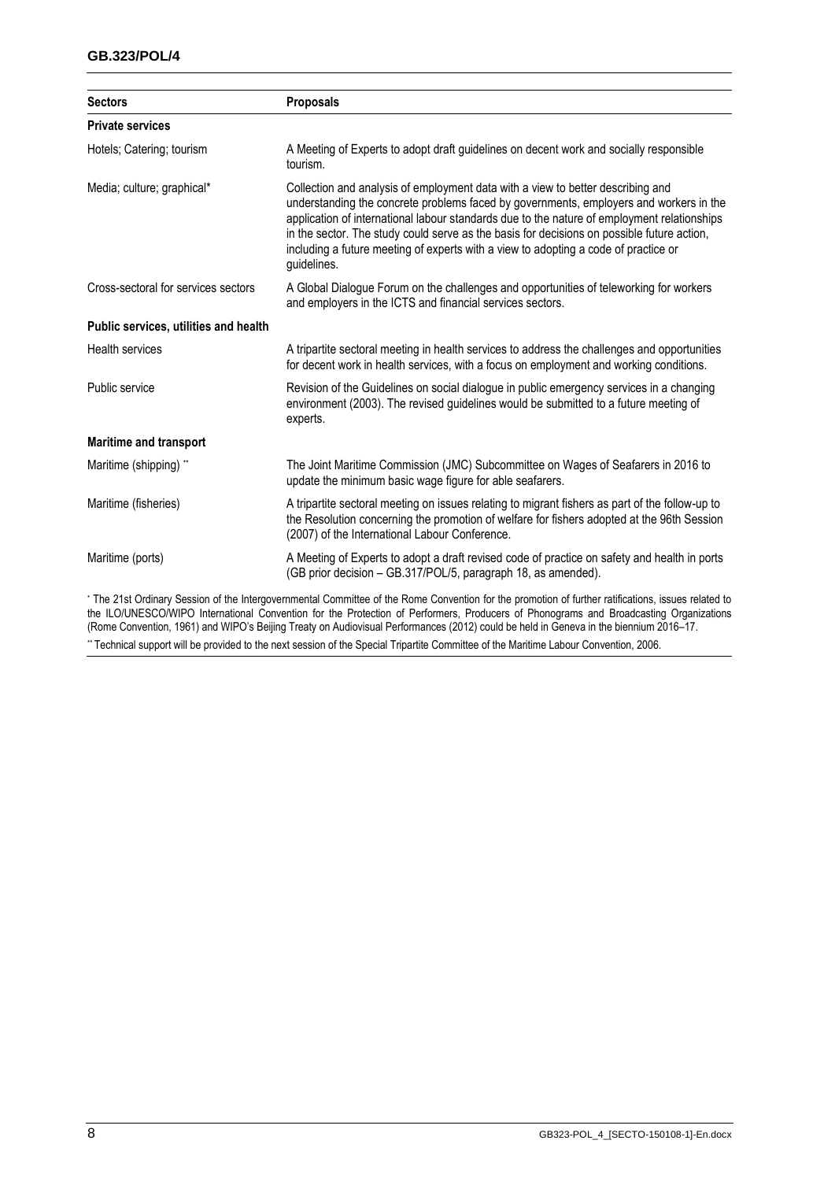| Sectors | Proposals |
|---|---|
| **Private services** | |
| Hotels; Catering; tourism | A Meeting of Experts to adopt draft guidelines on decent work and socially responsible tourism. |
| Media; culture; graphical* | Collection and analysis of employment data with a view to better describing and understanding the concrete problems faced by governments, employers and workers in the application of international labour standards due to the nature of employment relationships in the sector. The study could serve as the basis for decisions on possible future action, including a future meeting of experts with a view to adopting a code of practice or guidelines. |
| Cross-sectoral for services sectors | A Global Dialogue Forum on the challenges and opportunities of teleworking for workers and employers in the ICTS and financial services sectors. |
| **Public services, utilities and health** | |
| Health services | A tripartite sectoral meeting in health services to address the challenges and opportunities for decent work in health services, with a focus on employment and working conditions. |
| Public service | Revision of the Guidelines on social dialogue in public emergency services in a changing environment (2003). The revised guidelines would be submitted to a future meeting of experts. |
| **Maritime and transport** | |
| Maritime (shipping) ** | The Joint Maritime Commission (JMC) Subcommittee on Wages of Seafarers in 2016 to update the minimum basic wage figure for able seafarers. |
| Maritime (fisheries) | A tripartite sectoral meeting on issues relating to migrant fishers as part of the follow-up to the Resolution concerning the promotion of welfare for fishers adopted at the 96th Session (2007) of the International Labour Conference. |
| Maritime (ports) | A Meeting of Experts to adopt a draft revised code of practice on safety and health in ports (GB prior decision – GB.317/POL/5, paragraph 18, as amended). |

* The 21st Ordinary Session of the Intergovernmental Committee of the Rome Convention for the promotion of further ratifications, issues related to the ILO/UNESCO/WIPO International Convention for the Protection of Performers, Producers of Phonograms and Broadcasting Organizations (Rome Convention, 1961) and WIPO's Beijing Treaty on Audiovisual Performances (2012) could be held in Geneva in the biennium 2016–17.

** Technical support will be provided to the next session of the Special Tripartite Committee of the Maritime Labour Convention, 2006.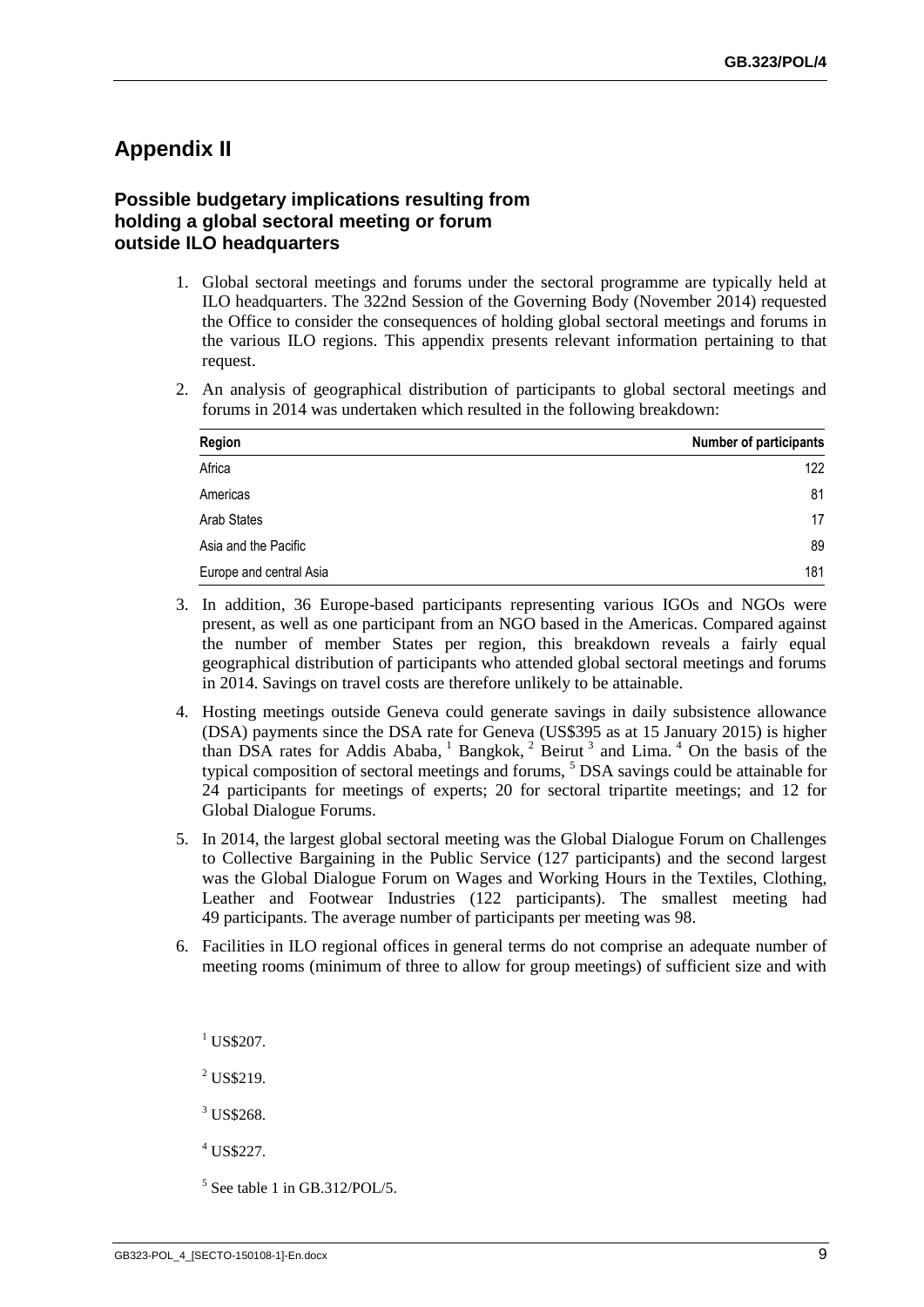# Appendix II

### Possible budgetary implications resulting from holding a global sectoral meeting or forum outside ILO headquarters

1. Global sectoral meetings and forums under the sectoral programme are typically held at ILO headquarters. The 322nd Session of the Governing Body (November 2014) requested the Office to consider the consequences of holding global sectoral meetings and forums in the various ILO regions. This appendix presents relevant information pertaining to that request.

2. An analysis of geographical distribution of participants to global sectoral meetings and forums in 2014 was undertaken which resulted in the following breakdown:

| Region | Number of participants |
|---|---:|
| Africa | 122 |
| Americas | 81 |
| Arab States | 17 |
| Asia and the Pacific | 89 |
| Europe and central Asia | 181 |

3. In addition, 36 Europe-based participants representing various IGOs and NGOs were present, as well as one participant from an NGO based in the Americas. Compared against the number of member States per region, this breakdown reveals a fairly equal geographical distribution of participants who attended global sectoral meetings and forums in 2014. Savings on travel costs are therefore unlikely to be attainable.

4. Hosting meetings outside Geneva could generate savings in daily subsistence allowance (DSA) payments since the DSA rate for Geneva (US$395 as at 15 January 2015) is higher than DSA rates for Addis Ababa, [1] Bangkok, [2] Beirut [3] and Lima. [4] On the basis of the typical composition of sectoral meetings and forums, [5] DSA savings could be attainable for 24 participants for meetings of experts; 20 for sectoral tripartite meetings; and 12 for Global Dialogue Forums.

5. In 2014, the largest global sectoral meeting was the Global Dialogue Forum on Challenges to Collective Bargaining in the Public Service (127 participants) and the second largest was the Global Dialogue Forum on Wages and Working Hours in the Textiles, Clothing, Leather and Footwear Industries (122 participants). The smallest meeting had 49 participants. The average number of participants per meeting was 98.

6. Facilities in ILO regional offices in general terms do not comprise an adequate number of meeting rooms (minimum of three to allow for group meetings) of sufficient size and with

[1] US$207.

[2] US$219.

[3] US$268.

[4] US$227.

[5] See table 1 in GB.312/POL/5.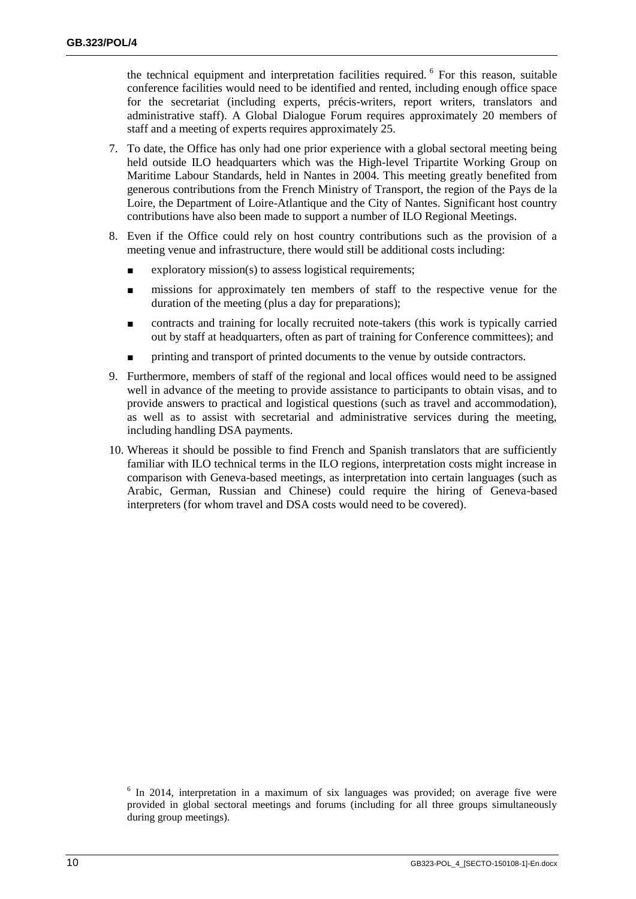the technical equipment and interpretation facilities required. [6] For this reason, suitable conference facilities would need to be identified and rented, including enough office space for the secretariat (including experts, précis-writers, report writers, translators and administrative staff). A Global Dialogue Forum requires approximately 20 members of staff and a meeting of experts requires approximately 25.

7. To date, the Office has only had one prior experience with a global sectoral meeting being held outside ILO headquarters which was the High-level Tripartite Working Group on Maritime Labour Standards, held in Nantes in 2004. This meeting greatly benefited from generous contributions from the French Ministry of Transport, the region of the Pays de la Loire, the Department of Loire-Atlantique and the City of Nantes. Significant host country contributions have also been made to support a number of ILO Regional Meetings.

8. Even if the Office could rely on host country contributions such as the provision of a meeting venue and infrastructure, there would still be additional costs including:

   - exploratory mission(s) to assess logistical requirements;
   - missions for approximately ten members of staff to the respective venue for the duration of the meeting (plus a day for preparations);
   - contracts and training for locally recruited note-takers (this work is typically carried out by staff at headquarters, often as part of training for Conference committees); and
   - printing and transport of printed documents to the venue by outside contractors.

9. Furthermore, members of staff of the regional and local offices would need to be assigned well in advance of the meeting to provide assistance to participants to obtain visas, and to provide answers to practical and logistical questions (such as travel and accommodation), as well as to assist with secretarial and administrative services during the meeting, including handling DSA payments.

10. Whereas it should be possible to find French and Spanish translators that are sufficiently familiar with ILO technical terms in the ILO regions, interpretation costs might increase in comparison with Geneva-based meetings, as interpretation into certain languages (such as Arabic, German, Russian and Chinese) could require the hiring of Geneva-based interpreters (for whom travel and DSA costs would need to be covered).

[6] In 2014, interpretation in a maximum of six languages was provided; on average five were provided in global sectoral meetings and forums (including for all three groups simultaneously during group meetings).